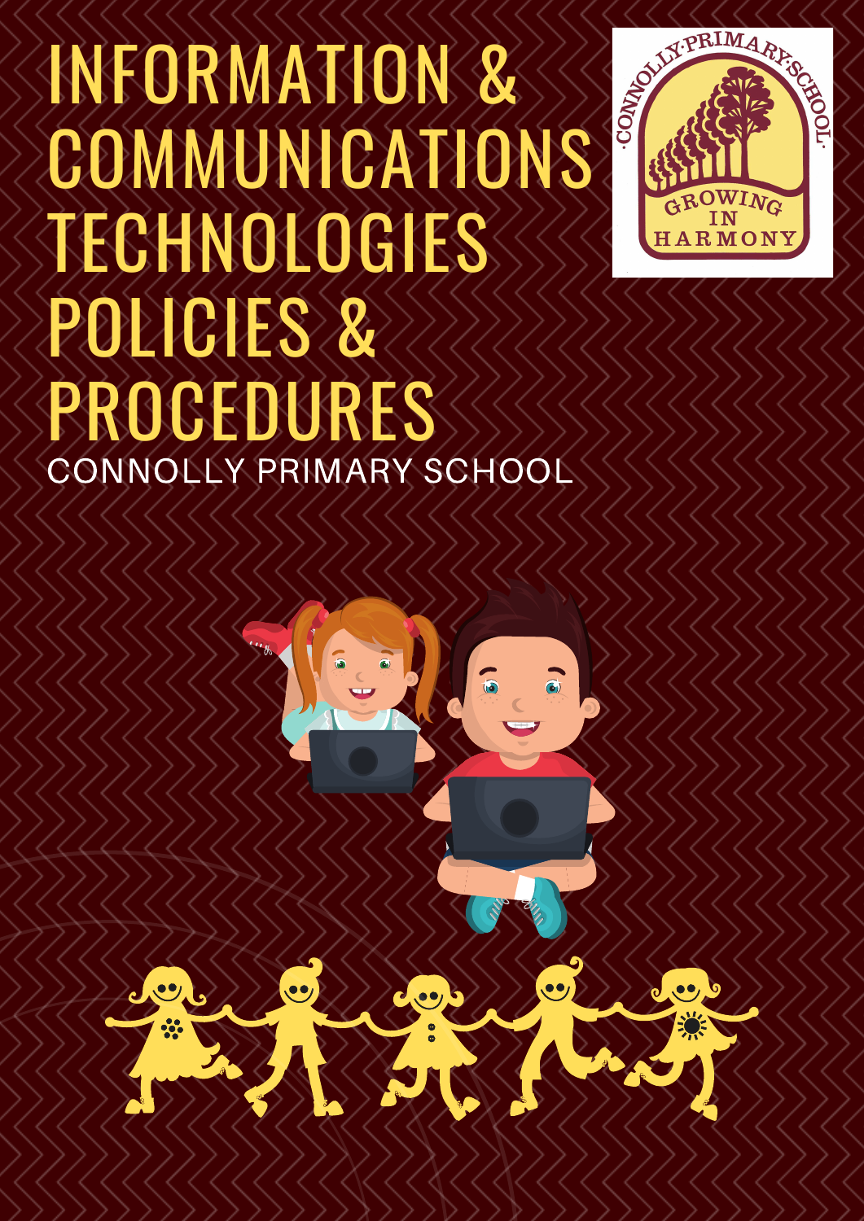# INFORMATION & COMMUNICATIONS TECHNOLOGIES POLICIES & PROCEDURES

CONNOLLY PRIMARY SCHOOL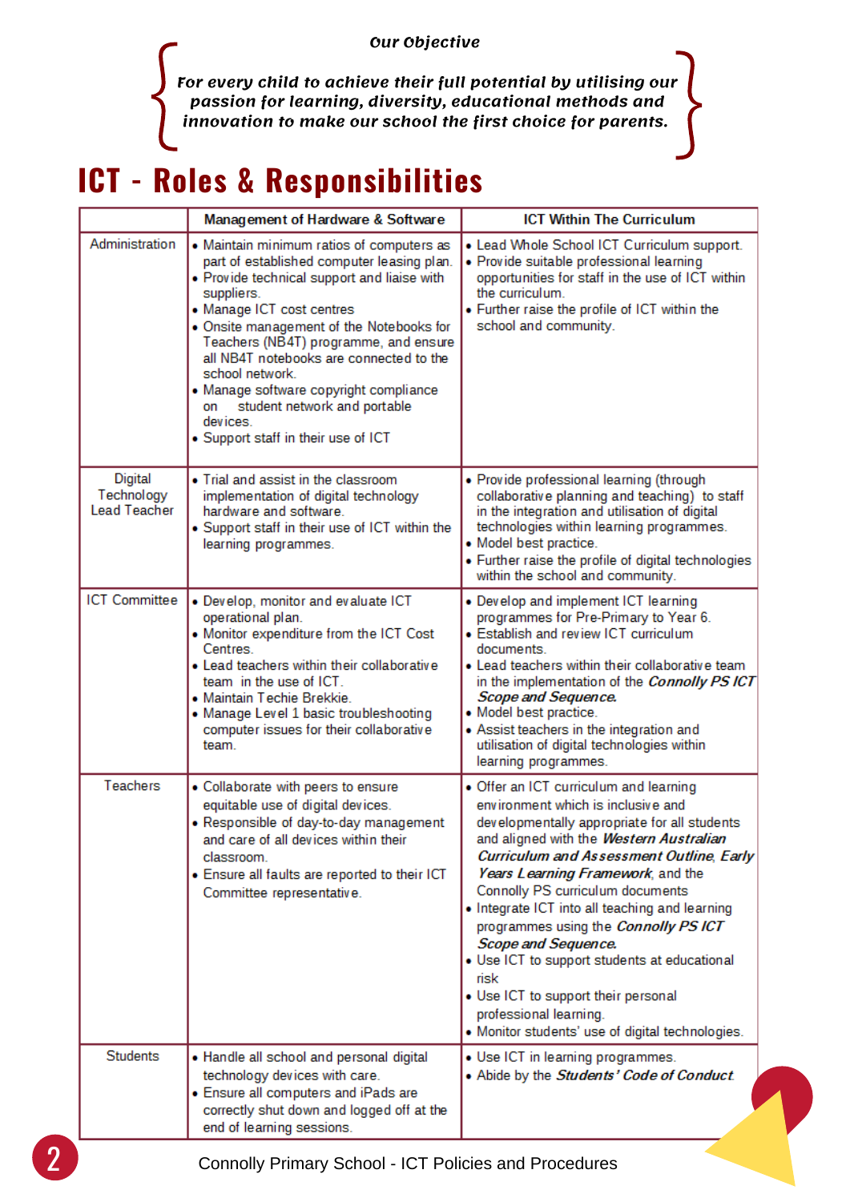*Our Objective*

*For every child to achieve their full potential by utilising our passion for learning, diversity, educational methods and innovation to make our school the first choice for parents.*

# ICT - Roles & Responsibilities

| | Management of Hardware & Software | ICT Within The Curriculum |
|---|---|---|
| Administration | • Maintain minimum ratios of computers as part of established computer leasing plan.<br>• Provide technical support and liaise with suppliers.<br>• Manage ICT cost centres<br>• Onsite management of the Notebooks for Teachers (NB4T) programme, and ensure all NB4T notebooks are connected to the school network.<br>• Manage software copyright compliance on student network and portable devices.<br>• Support staff in their use of ICT | • Lead Whole School ICT Curriculum support.<br>• Provide suitable professional learning opportunities for staff in the use of ICT within the curriculum.<br>• Further raise the profile of ICT within the school and community. |
| Digital Technology Lead Teacher | • Trial and assist in the classroom implementation of digital technology hardware and software.<br>• Support staff in their use of ICT within the learning programmes. | • Provide professional learning (through collaborative planning and teaching) to staff in the integration and utilisation of digital technologies within learning programmes.<br>• Model best practice.<br>• Further raise the profile of digital technologies within the school and community. |
| ICT Committee | • Develop, monitor and evaluate ICT operational plan.<br>• Monitor expenditure from the ICT Cost Centres.<br>• Lead teachers within their collaborative team in the use of ICT.<br>• Maintain Techie Brekkie.<br>• Manage Level 1 basic troubleshooting computer issues for their collaborative team. | • Develop and implement ICT learning programmes for Pre-Primary to Year 6.<br>• Establish and review ICT curriculum documents.<br>• Lead teachers within their collaborative team in the implementation of the ***Connolly PS ICT Scope and Sequence.***<br>• Model best practice.<br>• Assist teachers in the integration and utilisation of digital technologies within learning programmes. |
| Teachers | • Collaborate with peers to ensure equitable use of digital devices.<br>• Responsible of day-to-day management and care of all devices within their classroom.<br>• Ensure all faults are reported to their ICT Committee representative. | • Offer an ICT curriculum and learning environment which is inclusive and developmentally appropriate for all students and aligned with the ***Western Australian Curriculum and Assessment Outline, Early Years Learning Framework***, and the Connolly PS curriculum documents<br>• Integrate ICT into all teaching and learning programmes using the ***Connolly PS ICT Scope and Sequence.***<br>• Use ICT to support students at educational risk<br>• Use ICT to support their personal professional learning.<br>• Monitor students' use of digital technologies. |
| Students | • Handle all school and personal digital technology devices with care.<br>• Ensure all computers and iPads are correctly shut down and logged off at the end of learning sessions. | • Use ICT in learning programmes.<br>• Abide by the ***Students' Code of Conduct.*** |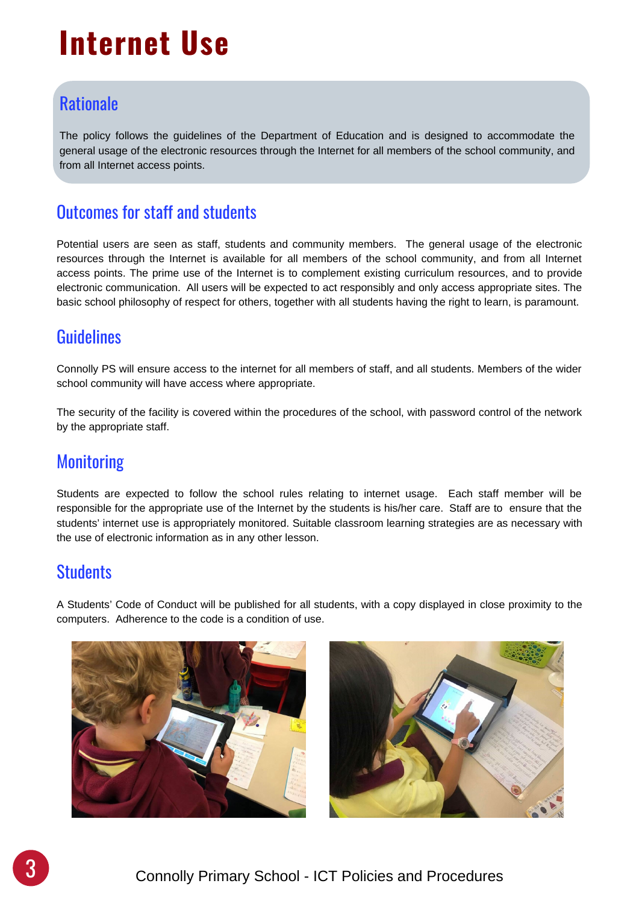# Internet Use

## Rationale

The policy follows the guidelines of the Department of Education and is designed to accommodate the general usage of the electronic resources through the Internet for all members of the school community, and from all Internet access points.

## Outcomes for staff and students

Potential users are seen as staff, students and community members. The general usage of the electronic resources through the Internet is available for all members of the school community, and from all Internet access points. The prime use of the Internet is to complement existing curriculum resources, and to provide electronic communication. All users will be expected to act responsibly and only access appropriate sites. The basic school philosophy of respect for others, together with all students having the right to learn, is paramount.

## Guidelines

Connolly PS will ensure access to the internet for all members of staff, and all students. Members of the wider school community will have access where appropriate.

The security of the facility is covered within the procedures of the school, with password control of the network by the appropriate staff.

## Monitoring

Students are expected to follow the school rules relating to internet usage. Each staff member will be responsible for the appropriate use of the Internet by the students is his/her care. Staff are to ensure that the students' internet use is appropriately monitored. Suitable classroom learning strategies are as necessary with the use of electronic information as in any other lesson.

## Students

A Students' Code of Conduct will be published for all students, with a copy displayed in close proximity to the computers. Adherence to the code is a condition of use.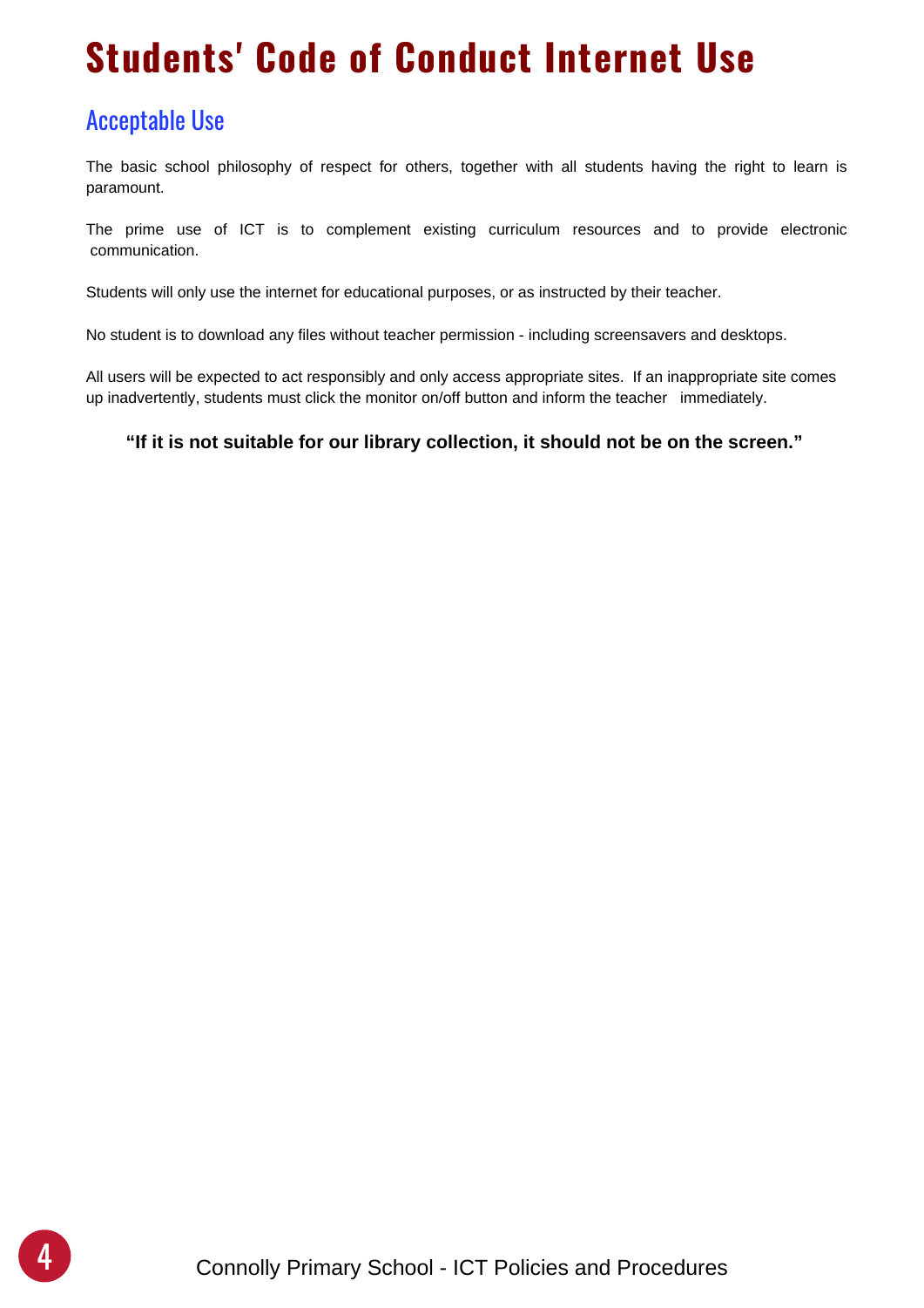# Students' Code of Conduct Internet Use

## Acceptable Use

The basic school philosophy of respect for others, together with all students having the right to learn is paramount.

The prime use of ICT is to complement existing curriculum resources and to provide electronic communication.

Students will only use the internet for educational purposes, or as instructed by their teacher.

No student is to download any files without teacher permission - including screensavers and desktops.

All users will be expected to act responsibly and only access appropriate sites. If an inappropriate site comes up inadvertently, students must click the monitor on/off button and inform the teacher immediately.

**"If it is not suitable for our library collection, it should not be on the screen."**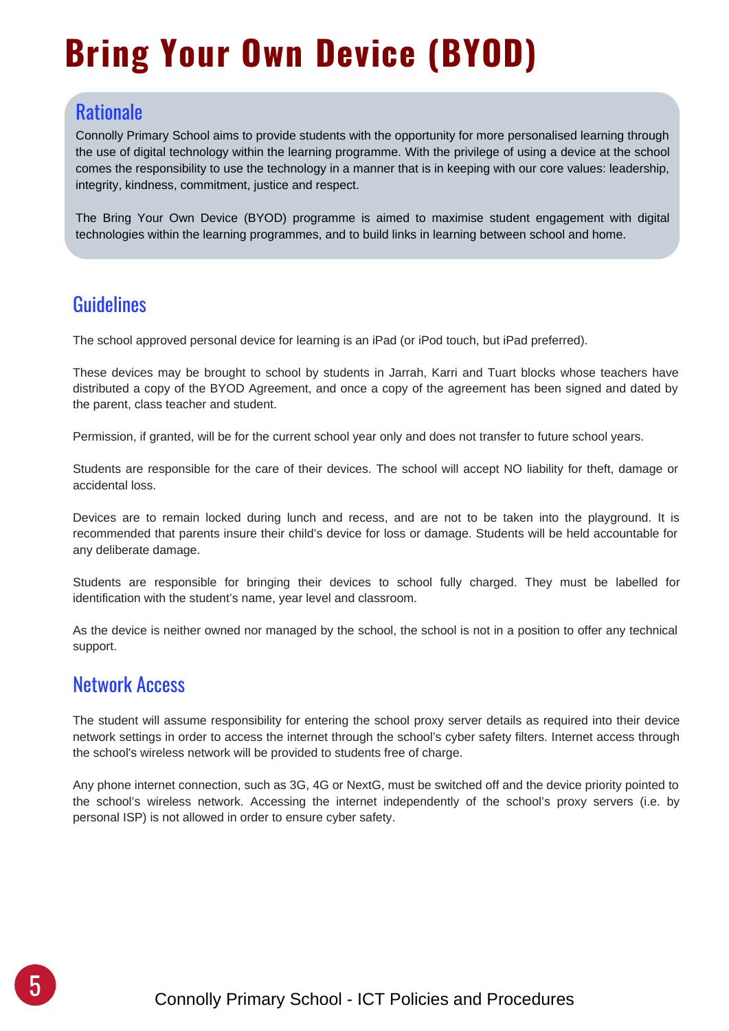# Bring Your Own Device (BYOD)

## Rationale

Connolly Primary School aims to provide students with the opportunity for more personalised learning through the use of digital technology within the learning programme. With the privilege of using a device at the school comes the responsibility to use the technology in a manner that is in keeping with our core values: leadership, integrity, kindness, commitment, justice and respect.

The Bring Your Own Device (BYOD) programme is aimed to maximise student engagement with digital technologies within the learning programmes, and to build links in learning between school and home.

## Guidelines

The school approved personal device for learning is an iPad (or iPod touch, but iPad preferred).

These devices may be brought to school by students in Jarrah, Karri and Tuart blocks whose teachers have distributed a copy of the BYOD Agreement, and once a copy of the agreement has been signed and dated by the parent, class teacher and student.

Permission, if granted, will be for the current school year only and does not transfer to future school years.

Students are responsible for the care of their devices. The school will accept NO liability for theft, damage or accidental loss.

Devices are to remain locked during lunch and recess, and are not to be taken into the playground. It is recommended that parents insure their child's device for loss or damage. Students will be held accountable for any deliberate damage.

Students are responsible for bringing their devices to school fully charged. They must be labelled for identification with the student's name, year level and classroom.

As the device is neither owned nor managed by the school, the school is not in a position to offer any technical support.

## Network Access

The student will assume responsibility for entering the school proxy server details as required into their device network settings in order to access the internet through the school's cyber safety filters. Internet access through the school's wireless network will be provided to students free of charge.

Any phone internet connection, such as 3G, 4G or NextG, must be switched off and the device priority pointed to the school's wireless network. Accessing the internet independently of the school's proxy servers (i.e. by personal ISP) is not allowed in order to ensure cyber safety.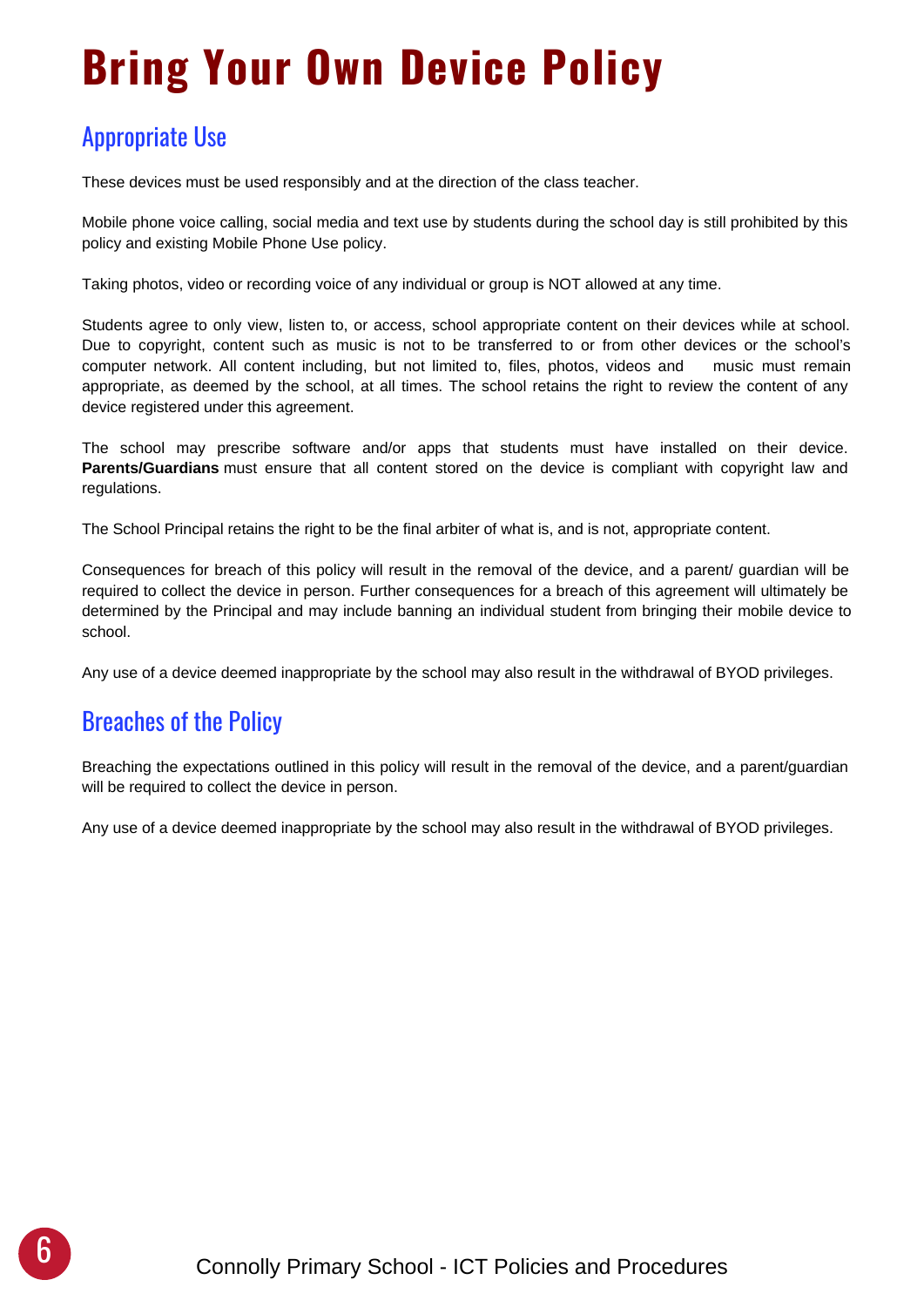# Bring Your Own Device Policy

## Appropriate Use

These devices must be used responsibly and at the direction of the class teacher.

Mobile phone voice calling, social media and text use by students during the school day is still prohibited by this policy and existing Mobile Phone Use policy.

Taking photos, video or recording voice of any individual or group is NOT allowed at any time.

Students agree to only view, listen to, or access, school appropriate content on their devices while at school. Due to copyright, content such as music is not to be transferred to or from other devices or the school's computer network. All content including, but not limited to, files, photos, videos and music must remain appropriate, as deemed by the school, at all times. The school retains the right to review the content of any device registered under this agreement.

The school may prescribe software and/or apps that students must have installed on their device. **Parents/Guardians** must ensure that all content stored on the device is compliant with copyright law and regulations.

The School Principal retains the right to be the final arbiter of what is, and is not, appropriate content.

Consequences for breach of this policy will result in the removal of the device, and a parent/ guardian will be required to collect the device in person. Further consequences for a breach of this agreement will ultimately be determined by the Principal and may include banning an individual student from bringing their mobile device to school.

Any use of a device deemed inappropriate by the school may also result in the withdrawal of BYOD privileges.

## Breaches of the Policy

Breaching the expectations outlined in this policy will result in the removal of the device, and a parent/guardian will be required to collect the device in person.

Any use of a device deemed inappropriate by the school may also result in the withdrawal of BYOD privileges.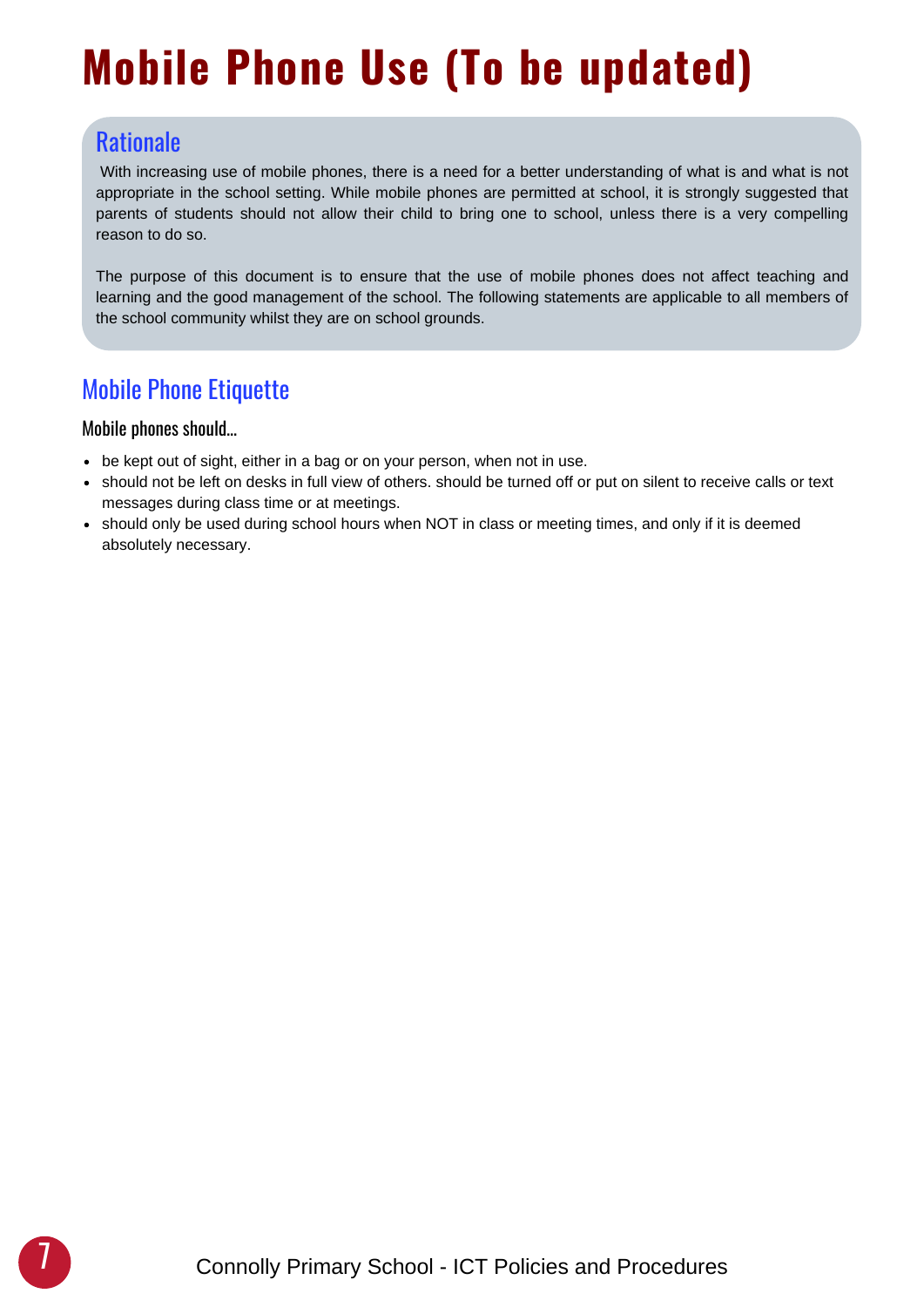# Mobile Phone Use (To be updated)

## Rationale

With increasing use of mobile phones, there is a need for a better understanding of what is and what is not appropriate in the school setting. While mobile phones are permitted at school, it is strongly suggested that parents of students should not allow their child to bring one to school, unless there is a very compelling reason to do so.

The purpose of this document is to ensure that the use of mobile phones does not affect teaching and learning and the good management of the school. The following statements are applicable to all members of the school community whilst they are on school grounds.

## Mobile Phone Etiquette

### Mobile phones should...

- be kept out of sight, either in a bag or on your person, when not in use.
- should not be left on desks in full view of others. should be turned off or put on silent to receive calls or text messages during class time or at meetings.
- should only be used during school hours when NOT in class or meeting times, and only if it is deemed absolutely necessary.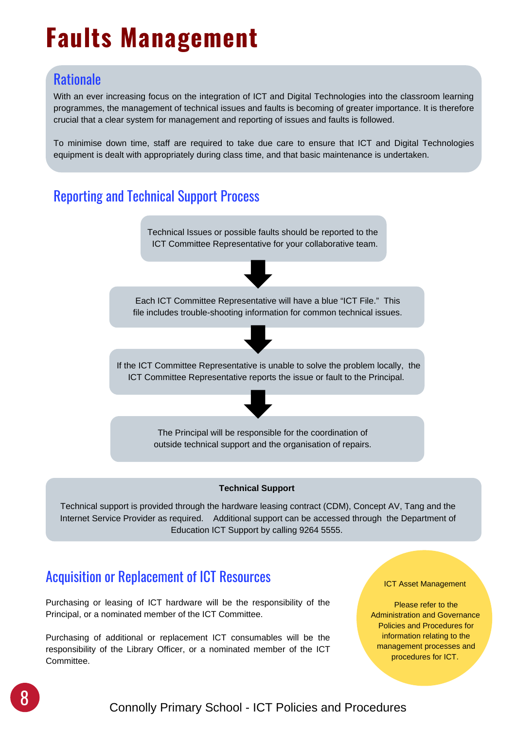# Faults Management

## Rationale

With an ever increasing focus on the integration of ICT and Digital Technologies into the classroom learning programmes, the management of technical issues and faults is becoming of greater importance. It is therefore crucial that a clear system for management and reporting of issues and faults is followed.

To minimise down time, staff are required to take due care to ensure that ICT and Digital Technologies equipment is dealt with appropriately during class time, and that basic maintenance is undertaken.

## Reporting and Technical Support Process

Technical Issues or possible faults should be reported to the ICT Committee Representative for your collaborative team.

↓

Each ICT Committee Representative will have a blue "ICT File." This file includes trouble-shooting information for common technical issues.

↓

If the ICT Committee Representative is unable to solve the problem locally, the ICT Committee Representative reports the issue or fault to the Principal.

↓

The Principal will be responsible for the coordination of outside technical support and the organisation of repairs.

**Technical Support**

Technical support is provided through the hardware leasing contract (CDM), Concept AV, Tang and the Internet Service Provider as required. Additional support can be accessed through the Department of Education ICT Support by calling 9264 5555.

## Acquisition or Replacement of ICT Resources

Purchasing or leasing of ICT hardware will be the responsibility of the Principal, or a nominated member of the ICT Committee.

Purchasing of additional or replacement ICT consumables will be the responsibility of the Library Officer, or a nominated member of the ICT Committee.

ICT Asset Management

Please refer to the Administration and Governance Policies and Procedures for information relating to the management processes and procedures for ICT.